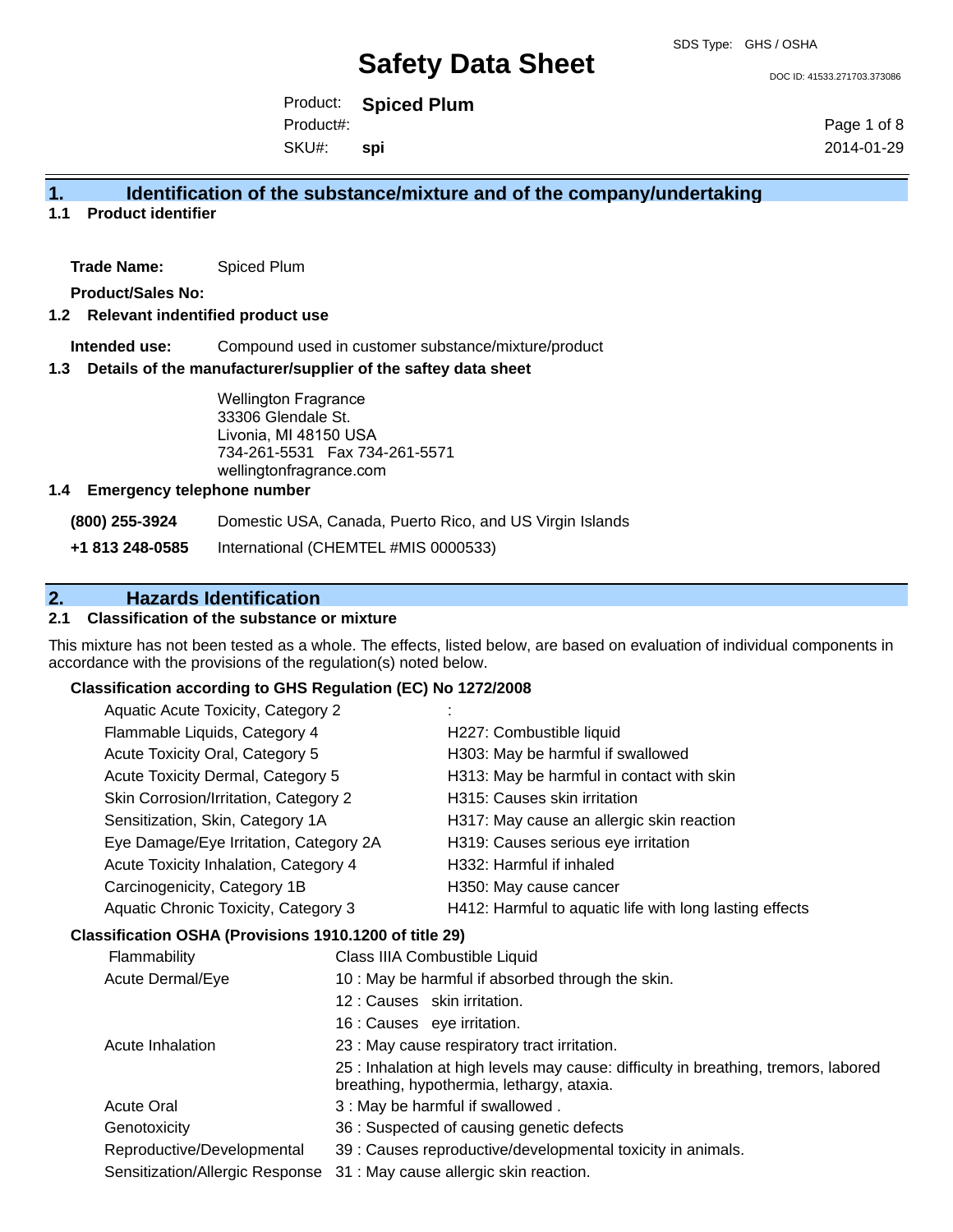# Safety Data Sheet

SDS Type: GHS / OSHA

DOC ID: 41533.271703.373086

Product: **Spiced Plum**
Product#:
SKU#: **spi**

2014-01-29

## 1. Identification of the substance/mixture and of the company/undertaking

### 1.1 Product identifier

**Trade Name:** Spiced Plum

**Product/Sales No:**

### 1.2 Relevant indentified product use

**Intended use:** Compound used in customer substance/mixture/product

### 1.3 Details of the manufacturer/supplier of the saftey data sheet

Wellington Fragrance
33306 Glendale St.
Livonia, MI 48150 USA
734-261-5531 Fax 734-261-5571
wellingtonfragrance.com

### 1.4 Emergency telephone number

| | |
|---|---|
| **(800) 255-3924** | Domestic USA, Canada, Puerto Rico, and US Virgin Islands |
| **+1 813 248-0585** | International (CHEMTEL #MIS 0000533) |

## 2. Hazards Identification

### 2.1 Classification of the substance or mixture

This mixture has not been tested as a whole. The effects, listed below, are based on evaluation of individual components in accordance with the provisions of the regulation(s) noted below.

**Classification according to GHS Regulation (EC) No 1272/2008**

| | |
|---|---|
| Aquatic Acute Toxicity, Category 2 | : |
| Flammable Liquids, Category 4 | H227: Combustible liquid |
| Acute Toxicity Oral, Category 5 | H303: May be harmful if swallowed |
| Acute Toxicity Dermal, Category 5 | H313: May be harmful in contact with skin |
| Skin Corrosion/Irritation, Category 2 | H315: Causes skin irritation |
| Sensitization, Skin, Category 1A | H317: May cause an allergic skin reaction |
| Eye Damage/Eye Irritation, Category 2A | H319: Causes serious eye irritation |
| Acute Toxicity Inhalation, Category 4 | H332: Harmful if inhaled |
| Carcinogenicity, Category 1B | H350: May cause cancer |
| Aquatic Chronic Toxicity, Category 3 | H412: Harmful to aquatic life with long lasting effects |

**Classification OSHA (Provisions 1910.1200 of title 29)**

| | |
|---|---|
| Flammability | Class IIIA Combustible Liquid |
| Acute Dermal/Eye | 10 : May be harmful if absorbed through the skin. |
| | 12 : Causes skin irritation. |
| | 16 : Causes eye irritation. |
| Acute Inhalation | 23 : May cause respiratory tract irritation. |
| | 25 : Inhalation at high levels may cause: difficulty in breathing, tremors, labored breathing, hypothermia, lethargy, ataxia. |
| Acute Oral | 3 : May be harmful if swallowed . |
| Genotoxicity | 36 : Suspected of causing genetic defects |
| Reproductive/Developmental | 39 : Causes reproductive/developmental toxicity in animals. |
| Sensitization/Allergic Response | 31 : May cause allergic skin reaction. |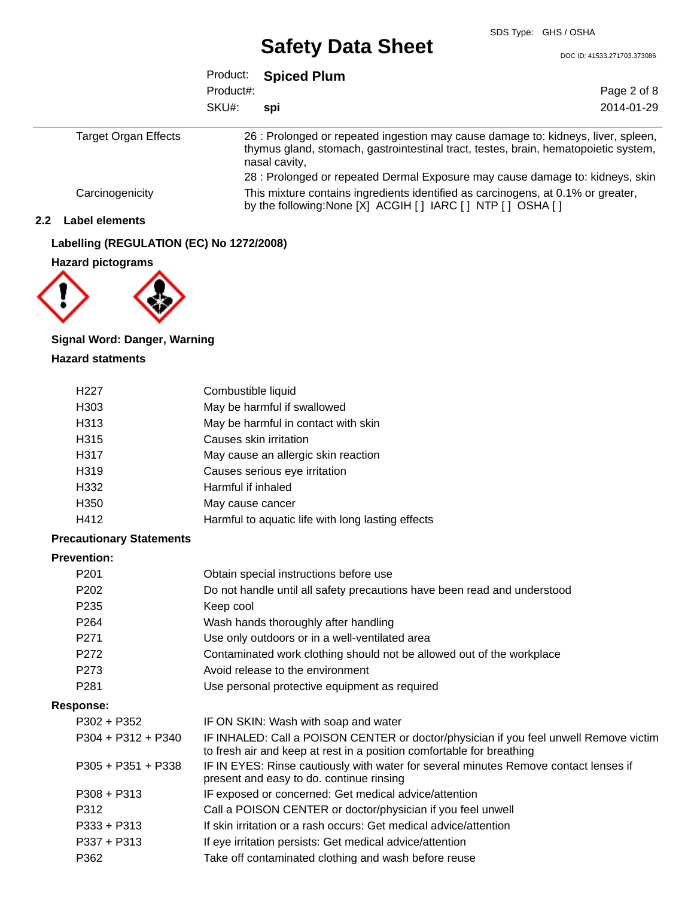| | |
|---|---|
| Target Organ Effects | 26 : Prolonged or repeated ingestion may cause damage to: kidneys, liver, spleen, thymus gland, stomach, gastrointestinal tract, testes, brain, hematopoietic system, nasal cavity, |
| | 28 : Prolonged or repeated Dermal Exposure may cause damage to: kidneys, skin |
| Carcinogenicity | This mixture contains ingredients identified as carcinogens, at 0.1% or greater, by the following:None [X] ACGIH [ ] IARC [ ] NTP [ ] OSHA [ ] |

## 2.2 Label elements

**Labelling (REGULATION (EC) No 1272/2008)**

**Hazard pictograms**

**Signal Word: Danger, Warning**

**Hazard statments**

| | |
|---|---|
| H227 | Combustible liquid |
| H303 | May be harmful if swallowed |
| H313 | May be harmful in contact with skin |
| H315 | Causes skin irritation |
| H317 | May cause an allergic skin reaction |
| H319 | Causes serious eye irritation |
| H332 | Harmful if inhaled |
| H350 | May cause cancer |
| H412 | Harmful to aquatic life with long lasting effects |

**Precautionary Statements**

**Prevention:**

| | |
|---|---|
| P201 | Obtain special instructions before use |
| P202 | Do not handle until all safety precautions have been read and understood |
| P235 | Keep cool |
| P264 | Wash hands thoroughly after handling |
| P271 | Use only outdoors or in a well-ventilated area |
| P272 | Contaminated work clothing should not be allowed out of the workplace |
| P273 | Avoid release to the environment |
| P281 | Use personal protective equipment as required |

**Response:**

| | |
|---|---|
| P302 + P352 | IF ON SKIN: Wash with soap and water |
| P304 + P312 + P340 | IF INHALED: Call a POISON CENTER or doctor/physician if you feel unwell Remove victim to fresh air and keep at rest in a position comfortable for breathing |
| P305 + P351 + P338 | IF IN EYES: Rinse cautiously with water for several minutes Remove contact lenses if present and easy to do. continue rinsing |
| P308 + P313 | IF exposed or concerned: Get medical advice/attention |
| P312 | Call a POISON CENTER or doctor/physician if you feel unwell |
| P333 + P313 | If skin irritation or a rash occurs: Get medical advice/attention |
| P337 + P313 | If eye irritation persists: Get medical advice/attention |
| P362 | Take off contaminated clothing and wash before reuse |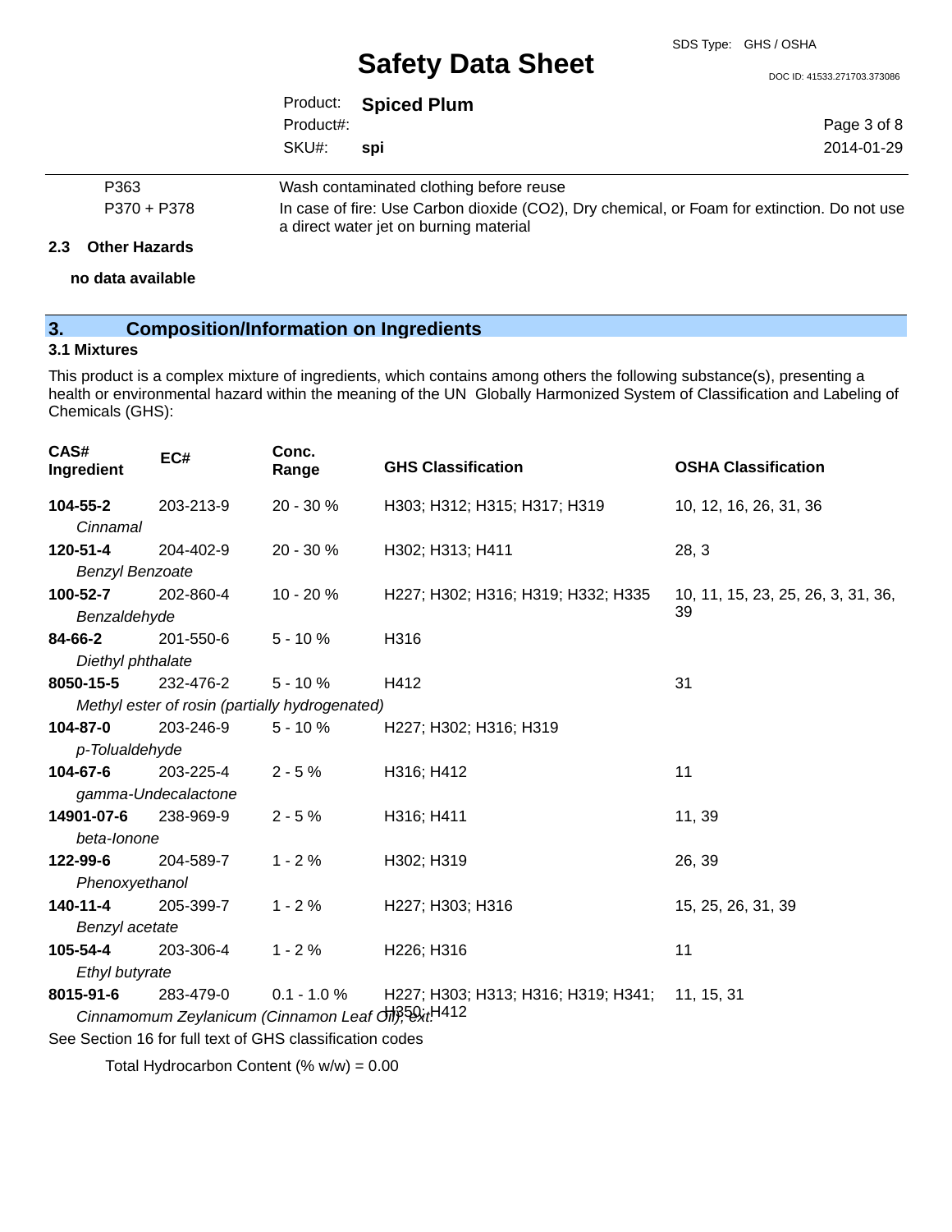| | |
|---|---|
| P363 | Wash contaminated clothing before reuse |
| P370 + P378 | In case of fire: Use Carbon dioxide ($CO_2$), Dry chemical, or Foam for extinction. Do not use a direct water jet on burning material |

### 2.3 Other Hazards

**no data available**

## 3. Composition/Information on Ingredients

### 3.1 Mixtures

This product is a complex mixture of ingredients, which contains among others the following substance(s), presenting a health or environmental hazard within the meaning of the UN Globally Harmonized System of Classification and Labeling of Chemicals (GHS):

| CAS# Ingredient | EC# | Conc. Range | GHS Classification | OSHA Classification |
|---|---|---|---|---|
| **104-55-2** *Cinnamal* | 203-213-9 | 20 - 30 % | H303; H312; H315; H317; H319 | 10, 12, 16, 26, 31, 36 |
| **120-51-4** *Benzyl Benzoate* | 204-402-9 | 20 - 30 % | H302; H313; H411 | 28, 3 |
| **100-52-7** *Benzaldehyde* | 202-860-4 | 10 - 20 % | H227; H302; H316; H319; H332; H335 | 10, 11, 15, 23, 25, 26, 3, 31, 36, 39 |
| **84-66-2** *Diethyl phthalate* | 201-550-6 | 5 - 10 % | H316 | |
| **8050-15-5** *Methyl ester of rosin (partially hydrogenated)* | 232-476-2 | 5 - 10 % | H412 | 31 |
| **104-87-0** *p-Tolualdehyde* | 203-246-9 | 5 - 10 % | H227; H302; H316; H319 | |
| **104-67-6** *gamma-Undecalactone* | 203-225-4 | 2 - 5 % | H316; H412 | 11 |
| **14901-07-6** *beta-Ionone* | 238-969-9 | 2 - 5 % | H316; H411 | 11, 39 |
| **122-99-6** *Phenoxyethanol* | 204-589-7 | 1 - 2 % | H302; H319 | 26, 39 |
| **140-11-4** *Benzyl acetate* | 205-399-7 | 1 - 2 % | H227; H303; H316 | 15, 25, 26, 31, 39 |
| **105-54-4** *Ethyl butyrate* | 203-306-4 | 1 - 2 % | H226; H316 | 11 |
| **8015-91-6** *Cinnamomum Zeylanicum (Cinnamon Leaf Oil), ext.* | 283-479-0 | 0.1 - 1.0 % | H227; H303; H313; H316; H319; H341; H350; H412 | 11, 15, 31 |

See Section 16 for full text of GHS classification codes

Total Hydrocarbon Content (% w/w) = 0.00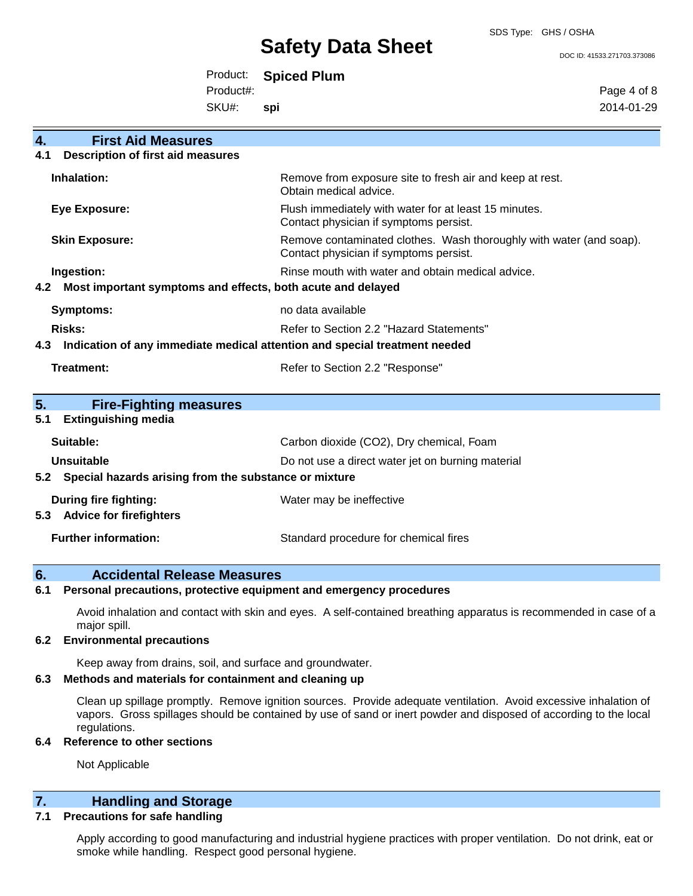## 4. First Aid Measures

### 4.1 Description of first aid measures

| | |
|---|---|
| **Inhalation:** | Remove from exposure site to fresh air and keep at rest. Obtain medical advice. |
| **Eye Exposure:** | Flush immediately with water for at least 15 minutes. Contact physician if symptoms persist. |
| **Skin Exposure:** | Remove contaminated clothes. Wash thoroughly with water (and soap). Contact physician if symptoms persist. |
| **Ingestion:** | Rinse mouth with water and obtain medical advice. |

### 4.2 Most important symptoms and effects, both acute and delayed

| | |
|---|---|
| **Symptoms:** | no data available |
| **Risks:** | Refer to Section 2.2 "Hazard Statements" |

### 4.3 Indication of any immediate medical attention and special treatment needed

| | |
|---|---|
| **Treatment:** | Refer to Section 2.2 "Response" |

## 5. Fire-Fighting measures

### 5.1 Extinguishing media

| | |
|---|---|
| **Suitable:** | Carbon dioxide ($CO_2$), Dry chemical, Foam |
| **Unsuitable** | Do not use a direct water jet on burning material |

### 5.2 Special hazards arising from the substance or mixture

| | |
|---|---|
| **During fire fighting:** | Water may be ineffective |

### 5.3 Advice for firefighters

| | |
|---|---|
| **Further information:** | Standard procedure for chemical fires |

## 6. Accidental Release Measures

### 6.1 Personal precautions, protective equipment and emergency procedures

Avoid inhalation and contact with skin and eyes. A self-contained breathing apparatus is recommended in case of a major spill.

### 6.2 Environmental precautions

Keep away from drains, soil, and surface and groundwater.

### 6.3 Methods and materials for containment and cleaning up

Clean up spillage promptly. Remove ignition sources. Provide adequate ventilation. Avoid excessive inhalation of vapors. Gross spillages should be contained by use of sand or inert powder and disposed of according to the local regulations.

### 6.4 Reference to other sections

Not Applicable

## 7. Handling and Storage

### 7.1 Precautions for safe handling

Apply according to good manufacturing and industrial hygiene practices with proper ventilation. Do not drink, eat or smoke while handling. Respect good personal hygiene.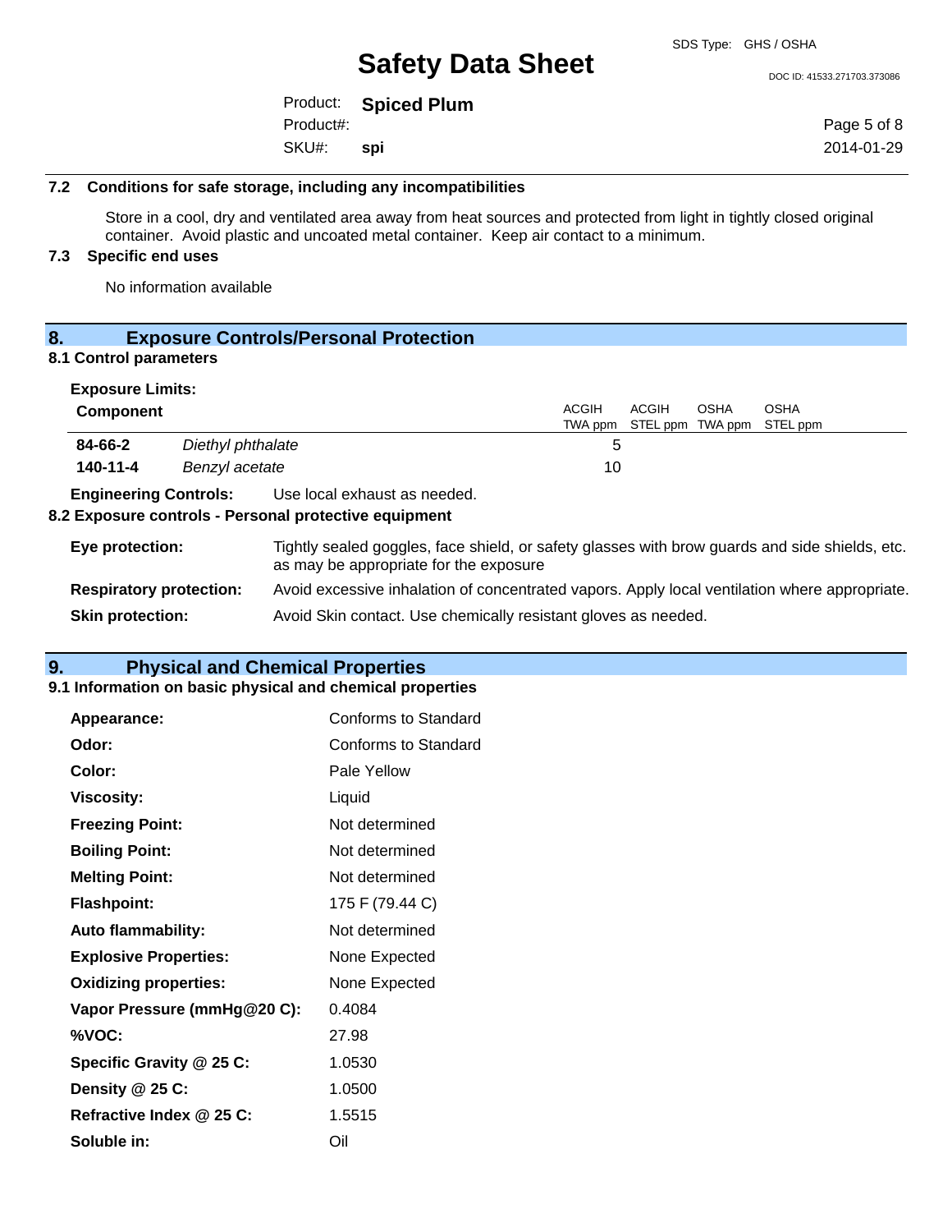### 7.2 Conditions for safe storage, including any incompatibilities

Store in a cool, dry and ventilated area away from heat sources and protected from light in tightly closed original container. Avoid plastic and uncoated metal container. Keep air contact to a minimum.

### 7.3 Specific end uses

No information available

## 8. Exposure Controls/Personal Protection

### 8.1 Control parameters

**Exposure Limits:**

| Component | | ACGIH TWA ppm | ACGIH STEL ppm | OSHA TWA ppm | OSHA STEL ppm |
|---|---|---|---|---|---|
| **84-66-2** | *Diethyl phthalate* | 5 | | | |
| **140-11-4** | *Benzyl acetate* | 10 | | | |

**Engineering Controls:** Use local exhaust as needed.

### 8.2 Exposure controls - Personal protective equipment

**Eye protection:** Tightly sealed goggles, face shield, or safety glasses with brow guards and side shields, etc. as may be appropriate for the exposure

**Respiratory protection:** Avoid excessive inhalation of concentrated vapors. Apply local ventilation where appropriate.

**Skin protection:** Avoid Skin contact. Use chemically resistant gloves as needed.

## 9. Physical and Chemical Properties

### 9.1 Information on basic physical and chemical properties

| | |
|---|---|
| **Appearance:** | Conforms to Standard |
| **Odor:** | Conforms to Standard |
| **Color:** | Pale Yellow |
| **Viscosity:** | Liquid |
| **Freezing Point:** | Not determined |
| **Boiling Point:** | Not determined |
| **Melting Point:** | Not determined |
| **Flashpoint:** | 175 F (79.44 C) |
| **Auto flammability:** | Not determined |
| **Explosive Properties:** | None Expected |
| **Oxidizing properties:** | None Expected |
| **Vapor Pressure (mmHg@20 C):** | 0.4084 |
| **%VOC:** | 27.98 |
| **Specific Gravity @ 25 C:** | 1.0530 |
| **Density @ 25 C:** | 1.0500 |
| **Refractive Index @ 25 C:** | 1.5515 |
| **Soluble in:** | Oil |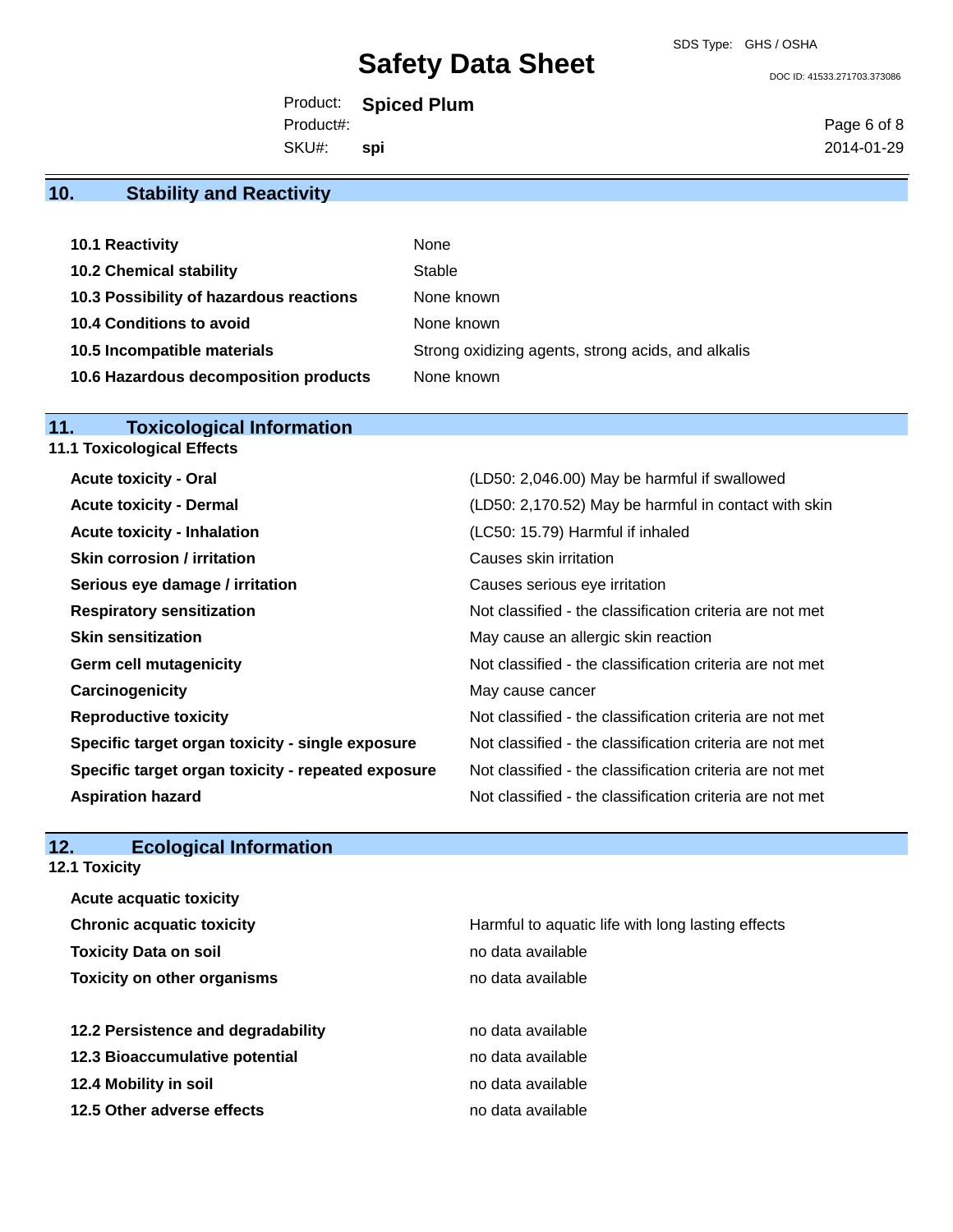## 10. Stability and Reactivity

| | |
|---|---|
| **10.1 Reactivity** | None |
| **10.2 Chemical stability** | Stable |
| **10.3 Possibility of hazardous reactions** | None known |
| **10.4 Conditions to avoid** | None known |
| **10.5 Incompatible materials** | Strong oxidizing agents, strong acids, and alkalis |
| **10.6 Hazardous decomposition products** | None known |

## 11. Toxicological Information

### 11.1 Toxicological Effects

| | |
|---|---|
| **Acute toxicity - Oral** | (LD50: 2,046.00) May be harmful if swallowed |
| **Acute toxicity - Dermal** | (LD50: 2,170.52) May be harmful in contact with skin |
| **Acute toxicity - Inhalation** | (LC50: 15.79) Harmful if inhaled |
| **Skin corrosion / irritation** | Causes skin irritation |
| **Serious eye damage / irritation** | Causes serious eye irritation |
| **Respiratory sensitization** | Not classified - the classification criteria are not met |
| **Skin sensitization** | May cause an allergic skin reaction |
| **Germ cell mutagenicity** | Not classified - the classification criteria are not met |
| **Carcinogenicity** | May cause cancer |
| **Reproductive toxicity** | Not classified - the classification criteria are not met |
| **Specific target organ toxicity - single exposure** | Not classified - the classification criteria are not met |
| **Specific target organ toxicity - repeated exposure** | Not classified - the classification criteria are not met |
| **Aspiration hazard** | Not classified - the classification criteria are not met |

## 12. Ecological Information

### 12.1 Toxicity

| | |
|---|---|
| **Acute acquatic toxicity** | |
| **Chronic acquatic toxicity** | Harmful to aquatic life with long lasting effects |
| **Toxicity Data on soil** | no data available |
| **Toxicity on other organisms** | no data available |

| | |
|---|---|
| **12.2 Persistence and degradability** | no data available |
| **12.3 Bioaccumulative potential** | no data available |
| **12.4 Mobility in soil** | no data available |
| **12.5 Other adverse effects** | no data available |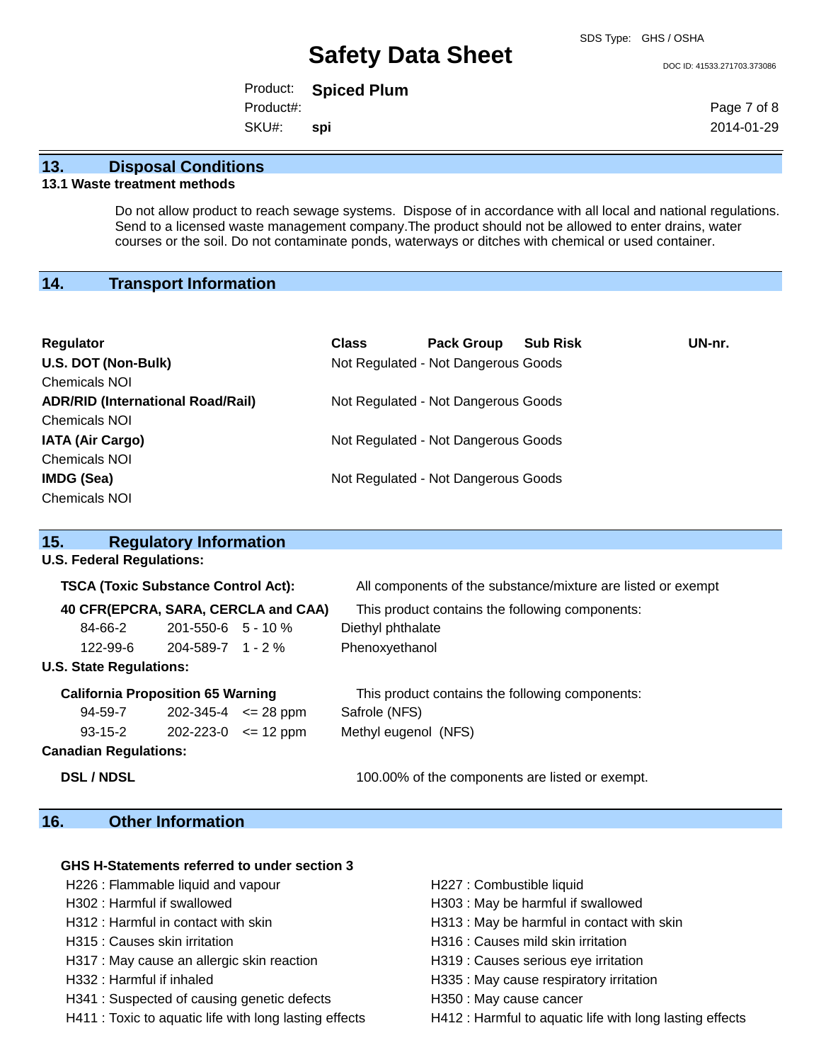## 13. Disposal Conditions

### 13.1 Waste treatment methods

Do not allow product to reach sewage systems. Dispose of in accordance with all local and national regulations. Send to a licensed waste management company.The product should not be allowed to enter drains, water courses or the soil. Do not contaminate ponds, waterways or ditches with chemical or used container.

## 14. Transport Information

| Regulator | Class | Pack Group | Sub Risk | UN-nr. |
|---|---|---|---|---|
| **U.S. DOT (Non-Bulk)** | Not Regulated - Not Dangerous Goods | | | |
| Chemicals NOI | | | | |
| **ADR/RID (International Road/Rail)** | Not Regulated - Not Dangerous Goods | | | |
| Chemicals NOI | | | | |
| **IATA (Air Cargo)** | Not Regulated - Not Dangerous Goods | | | |
| Chemicals NOI | | | | |
| **IMDG (Sea)** | Not Regulated - Not Dangerous Goods | | | |
| Chemicals NOI | | | | |

## 15. Regulatory Information

**U.S. Federal Regulations:**

**TSCA (Toxic Substance Control Act):** All components of the substance/mixture are listed or exempt

**40 CFR(EPCRA, SARA, CERCLA and CAA)** This product contains the following components:

| CAS | EC | Concentration | Component |
|---|---|---|---|
| 84-66-2 | 201-550-6 | 5 - 10 % | Diethyl phthalate |
| 122-99-6 | 204-589-7 | 1 - 2 % | Phenoxyethanol |

**U.S. State Regulations:**

**California Proposition 65 Warning** This product contains the following components:

| CAS | EC | Concentration | Component |
|---|---|---|---|
| 94-59-7 | 202-345-4 | <= 28 ppm | Safrole (NFS) |
| 93-15-2 | 202-223-0 | <= 12 ppm | Methyl eugenol (NFS) |

**Canadian Regulations:**

**DSL / NDSL** 100.00% of the components are listed or exempt.

## 16. Other Information

**GHS H-Statements referred to under section 3**

- H226 : Flammable liquid and vapour
- H227 : Combustible liquid
- H302 : Harmful if swallowed
- H303 : May be harmful if swallowed
- H312 : Harmful in contact with skin
- H313 : May be harmful in contact with skin
- H315 : Causes skin irritation
- H316 : Causes mild skin irritation
- H317 : May cause an allergic skin reaction
- H319 : Causes serious eye irritation
- H332 : Harmful if inhaled
- H335 : May cause respiratory irritation
- H341 : Suspected of causing genetic defects
- H350 : May cause cancer
- H411 : Toxic to aquatic life with long lasting effects
- H412 : Harmful to aquatic life with long lasting effects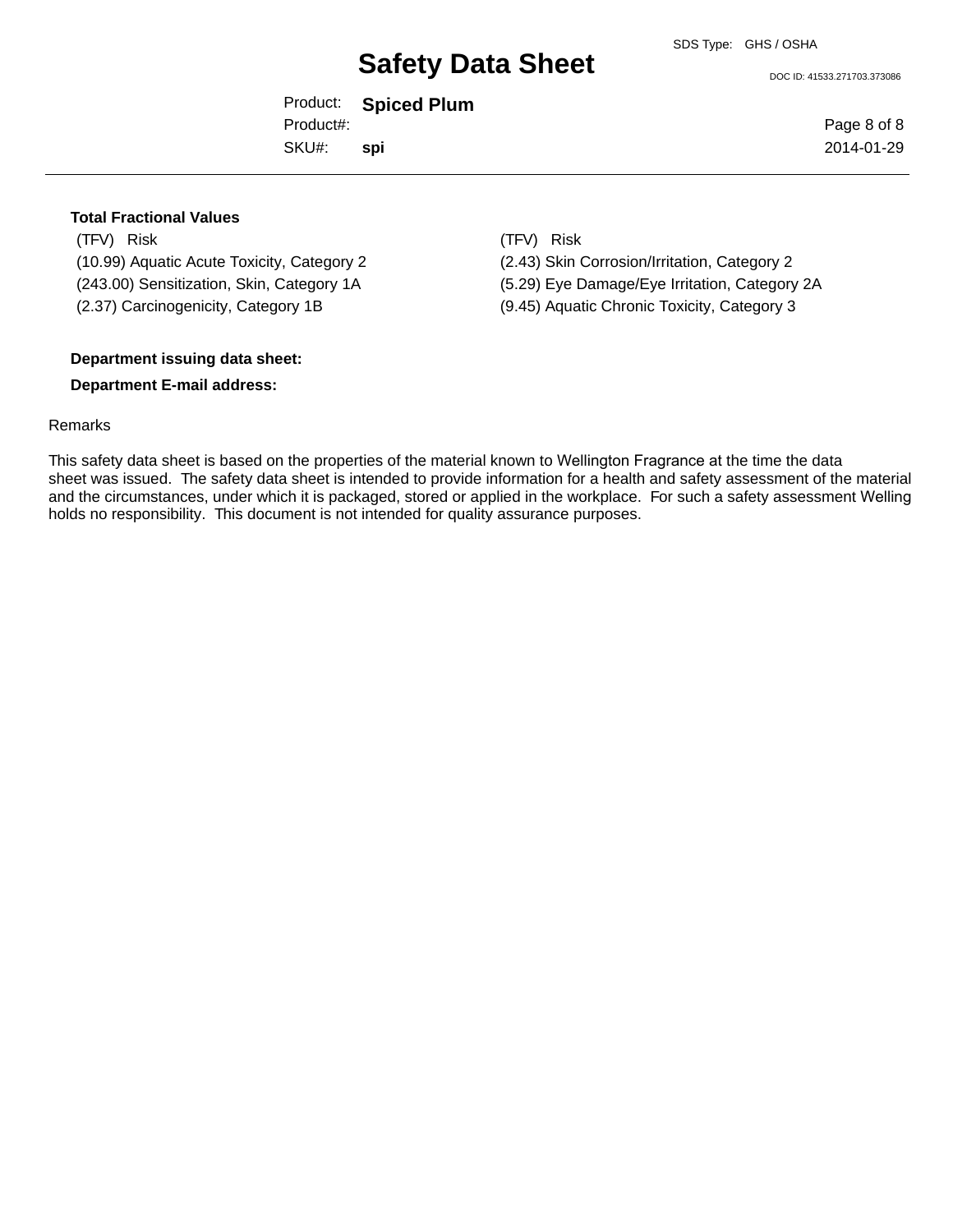**Total Fractional Values**

| (TFV) | Risk | (TFV) | Risk |
|---|---|---|---|
| (10.99) | Aquatic Acute Toxicity, Category 2 | (2.43) | Skin Corrosion/Irritation, Category 2 |
| (243.00) | Sensitization, Skin, Category 1A | (5.29) | Eye Damage/Eye Irritation, Category 2A |
| (2.37) | Carcinogenicity, Category 1B | (9.45) | Aquatic Chronic Toxicity, Category 3 |

**Department issuing data sheet:**

**Department E-mail address:**

Remarks

This safety data sheet is based on the properties of the material known to Wellington Fragrance at the time the data sheet was issued. The safety data sheet is intended to provide information for a health and safety assessment of the material and the circumstances, under which it is packaged, stored or applied in the workplace. For such a safety assessment Welling holds no responsibility. This document is not intended for quality assurance purposes.